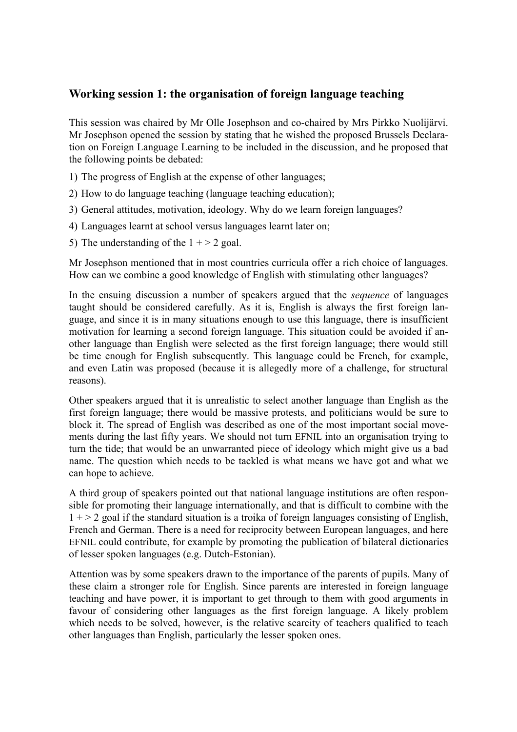## Working session 1: the organisation of foreign language teaching

This session was chaired by Mr Olle Josephson and co-chaired by Mrs Pirkko Nuolijärvi. Mr Josephson opened the session by stating that he wished the proposed Brussels Declaration on Foreign Language Learning to be included in the discussion, and he proposed that the following points be debated:

1) The progress of English at the expense of other languages;
2) How to do language teaching (language teaching education);
3) General attitudes, motivation, ideology. Why do we learn foreign languages?
4) Languages learnt at school versus languages learnt later on;
5) The understanding of the 1 + > 2 goal.

Mr Josephson mentioned that in most countries curricula offer a rich choice of languages. How can we combine a good knowledge of English with stimulating other languages?

In the ensuing discussion a number of speakers argued that the *sequence* of languages taught should be considered carefully. As it is, English is always the first foreign language, and since it is in many situations enough to use this language, there is insufficient motivation for learning a second foreign language. This situation could be avoided if another language than English were selected as the first foreign language; there would still be time enough for English subsequently. This language could be French, for example, and even Latin was proposed (because it is allegedly more of a challenge, for structural reasons).

Other speakers argued that it is unrealistic to select another language than English as the first foreign language; there would be massive protests, and politicians would be sure to block it. The spread of English was described as one of the most important social movements during the last fifty years. We should not turn EFNIL into an organisation trying to turn the tide; that would be an unwarranted piece of ideology which might give us a bad name. The question which needs to be tackled is what means we have got and what we can hope to achieve.

A third group of speakers pointed out that national language institutions are often responsible for promoting their language internationally, and that is difficult to combine with the 1 + > 2 goal if the standard situation is a troika of foreign languages consisting of English, French and German. There is a need for reciprocity between European languages, and here EFNIL could contribute, for example by promoting the publication of bilateral dictionaries of lesser spoken languages (e.g. Dutch-Estonian).

Attention was by some speakers drawn to the importance of the parents of pupils. Many of these claim a stronger role for English. Since parents are interested in foreign language teaching and have power, it is important to get through to them with good arguments in favour of considering other languages as the first foreign language. A likely problem which needs to be solved, however, is the relative scarcity of teachers qualified to teach other languages than English, particularly the lesser spoken ones.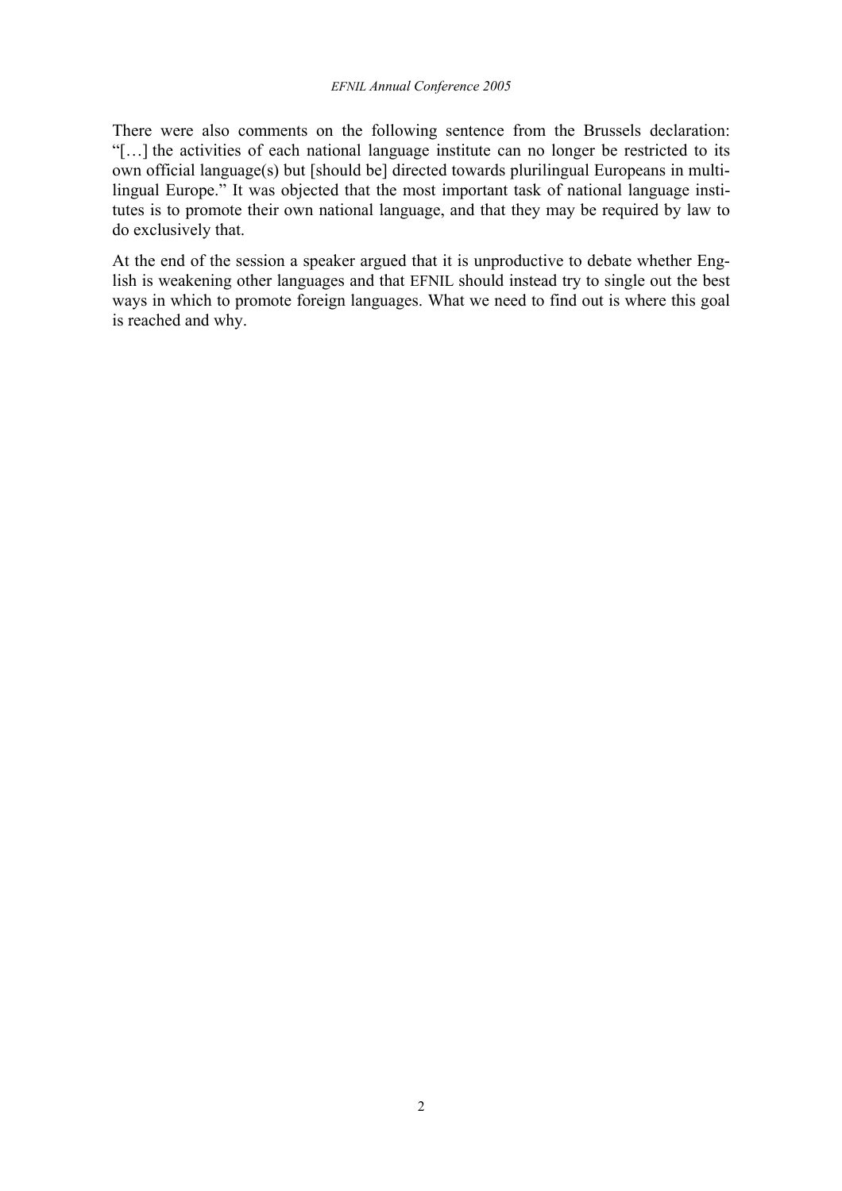There were also comments on the following sentence from the Brussels declaration: "[…] the activities of each national language institute can no longer be restricted to its own official language(s) but [should be] directed towards plurilingual Europeans in multilingual Europe." It was objected that the most important task of national language institutes is to promote their own national language, and that they may be required by law to do exclusively that.

At the end of the session a speaker argued that it is unproductive to debate whether English is weakening other languages and that EFNIL should instead try to single out the best ways in which to promote foreign languages. What we need to find out is where this goal is reached and why.